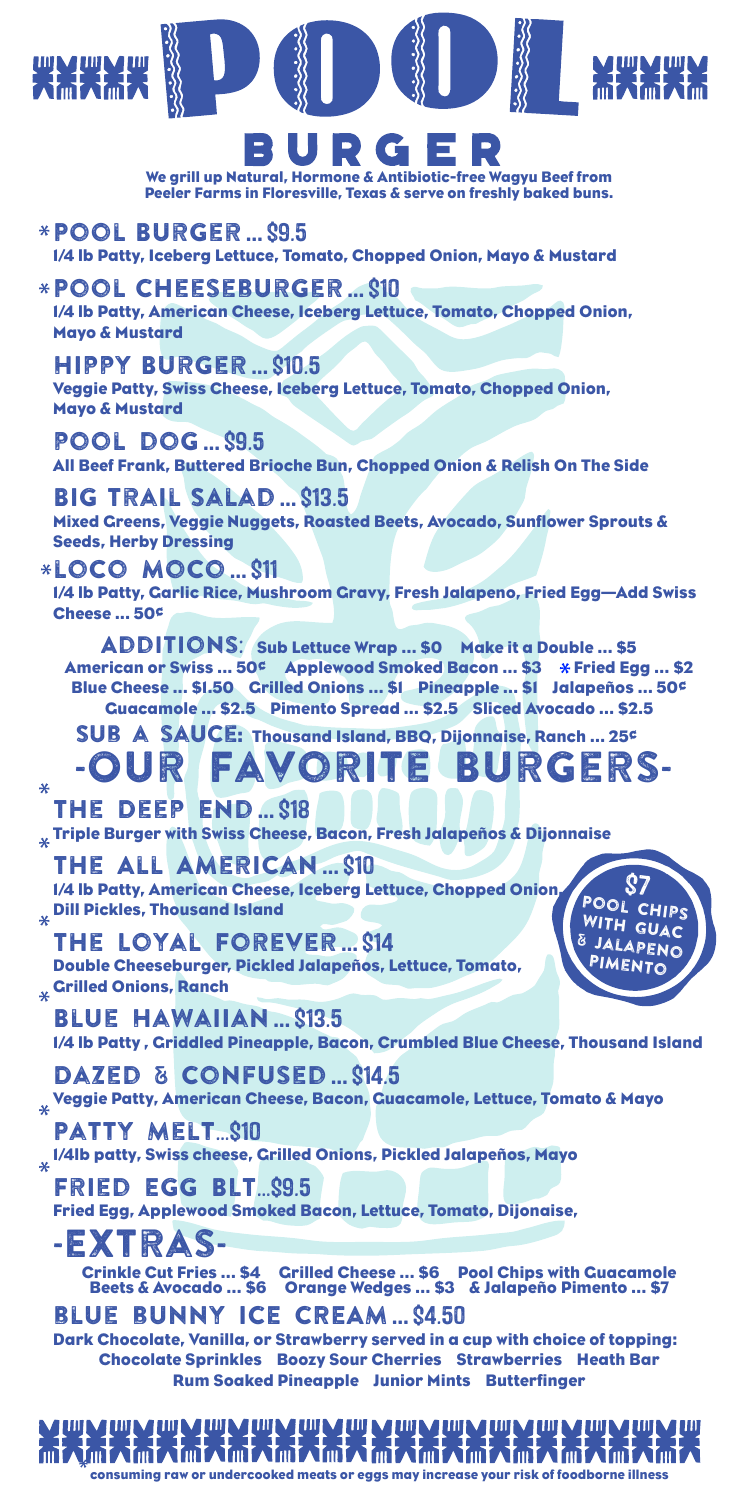# POOL BURGER

We grill up Natural, Hormone & Antibiotic-free Wagyu Beef from Peeler Farms in Floresville, Texas & serve on freshly baked buns.

### *POOL BURGER ... $9.5
1/4 lb Patty, Iceberg Lettuce, Tomato, Chopped Onion, Mayo & Mustard

### *POOL CHEESEBURGER ... $10
1/4 lb Patty, American Cheese, Iceberg Lettuce, Tomato, Chopped Onion, Mayo & Mustard

### HIPPY BURGER ... $10.5
Veggie Patty, Swiss Cheese, Iceberg Lettuce, Tomato, Chopped Onion, Mayo & Mustard

### POOL DOG ... $9.5
All Beef Frank, Buttered Brioche Bun, Chopped Onion & Relish On The Side

### BIG TRAIL SALAD ... $13.5
Mixed Greens, Veggie Nuggets, Roasted Beets, Avocado, Sunflower Sprouts & Seeds, Herby Dressing

### *LOCO MOCO ... $11
1/4 lb Patty, Garlic Rice, Mushroom Gravy, Fresh Jalapeno, Fried Egg—Add Swiss Cheese ... 50¢

**ADDITIONS:** Sub Lettuce Wrap ... $0 Make it a Double ... $5 American or Swiss ... 50¢ Applewood Smoked Bacon ... $3 * Fried Egg ... $2 Blue Cheese ... $1.50 Grilled Onions ... $1 Pineapple ... $1 Jalapeños ... 50¢ Guacamole ... $2.5 Pimento Spread ... $2.5 Sliced Avocado ... $2.5

**SUB A SAUCE:** Thousand Island, BBQ, Dijonnaise, Ranch ... 25¢

## -OUR FAVORITE BURGERS-

### *THE DEEP END ... $18
Triple Burger with Swiss Cheese, Bacon, Fresh Jalapeños & Dijonnaise

### *THE ALL AMERICAN ... $10
1/4 lb Patty, American Cheese, Iceberg Lettuce, Chopped Onion, Dill Pickles, Thousand Island

### *THE LOYAL FOREVER ... $14
Double Cheeseburger, Pickled Jalapeños, Lettuce, Tomato, Grilled Onions, Ranch

### *BLUE HAWAIIAN ... $13.5
1/4 lb Patty , Griddled Pineapple, Bacon, Crumbled Blue Cheese, Thousand Island

### DAZED & CONFUSED ... $14.5
Veggie Patty, American Cheese, Bacon, Guacamole, Lettuce, Tomato & Mayo

### *PATTY MELT...$10
1/4lb patty, Swiss cheese, Grilled Onions, Pickled Jalapeños, Mayo

### *FRIED EGG BLT...$9.5
Fried Egg, Applewood Smoked Bacon, Lettuce, Tomato, Dijonaise,

$7 POOL CHIPS WITH GUAC & JALAPENO PIMENTO

## -EXTRAS-

Crinkle Cut Fries ... $4 Grilled Cheese ... $6 Pool Chips with Guacamole Beets & Avocado ... $6 Orange Wedges ... $3 & Jalapeño Pimento ... $7

### BLUE BUNNY ICE CREAM ... $4.50
Dark Chocolate, Vanilla, or Strawberry served in a cup with choice of topping: Chocolate Sprinkles Boozy Sour Cherries Strawberries Heath Bar Rum Soaked Pineapple Junior Mints Butterfinger

*consuming raw or undercooked meats or eggs may increase your risk of foodborne illness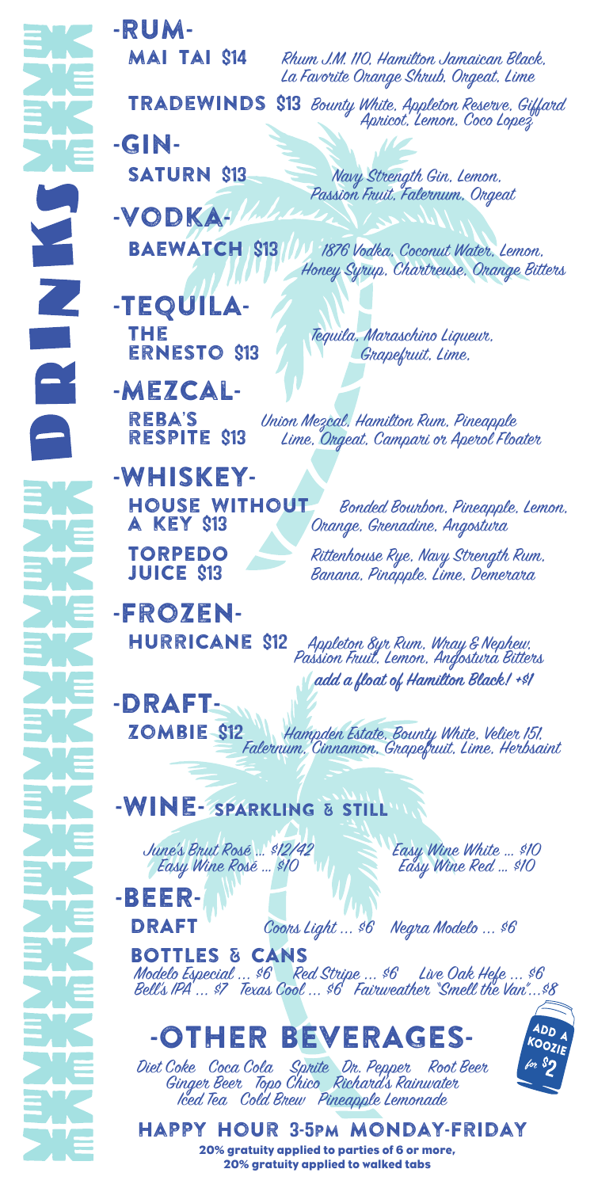# DRINKS

## -RUM-

**MAI TAI $14** — *Rhum J.M. 110, Hamilton Jamaican Black, La Favorite Orange Shrub, Orgeat, Lime*

**TRADEWINDS $13** — *Bounty White, Appleton Reserve, Giffard Apricot, Lemon, Coco Lopez*

## -GIN-

**SATURN $13** — *Navy Strength Gin, Lemon, Passion Fruit, Falernum, Orgeat*

## -VODKA-

**BAEWATCH $13** — *1876 Vodka, Coconut Water, Lemon, Honey Syrup, Chartreuse, Orange Bitters*

## -TEQUILA-

**THE ERNESTO $13** — *Tequila, Maraschino Liqueur, Grapefruit, Lime,*

## -MEZCAL-

**REBA'S RESPITE $13** — *Union Mezcal, Hamilton Rum, Pineapple Lime, Orgeat, Campari or Aperol Floater*

## -WHISKEY-

**HOUSE WITHOUT A KEY $13** — *Bonded Bourbon, Pineapple, Lemon, Orange, Grenadine, Angostura*

**TORPEDO JUICE $13** — *Rittenhouse Rye, Navy Strength Rum, Banana, Pinapple, Lime, Demerara*

## -FROZEN-

**HURRICANE $12** — *Appleton 8yr Rum, Wray & Nephew, Passion Fruit, Lemon, Angostura Bitters*

*add a float of Hamilton Black! +$1*

## -DRAFT-

**ZOMBIE $12** — *Hampden Estate, Bounty White, Velier 151, Falernum, Cinnamon, Grapefruit, Lime, Herbsaint*

## -WINE- SPARKLING & STILL

*June's Brut Rosé ... $12/42*
*Easy Wine Rosé ... $10*
*Easy Wine White ... $10*
*Easy Wine Red ... $10*

## -BEER-

**DRAFT**

*Coors Light ... $6 Negra Modelo ... $6*

**BOTTLES & CANS**

*Modelo Especial ... $6 Red Stripe ... $6 Live Oak Hefe ... $6*
*Bell's IPA ... $7 Texas Cool ... $6 Fairweather "Smell the Van"...$8*

## -OTHER BEVERAGES-

*Diet Coke Coca Cola Sprite Dr. Pepper Root Beer*
*Ginger Beer Topo Chico Richard's Rainwater*
*Iced Tea Cold Brew Pineapple Lemonade*

ADD A KOOZIE for $2

## HAPPY HOUR 3-5PM MONDAY-FRIDAY

**20% gratuity applied to parties of 6 or more,**
**20% gratuity applied to walked tabs**